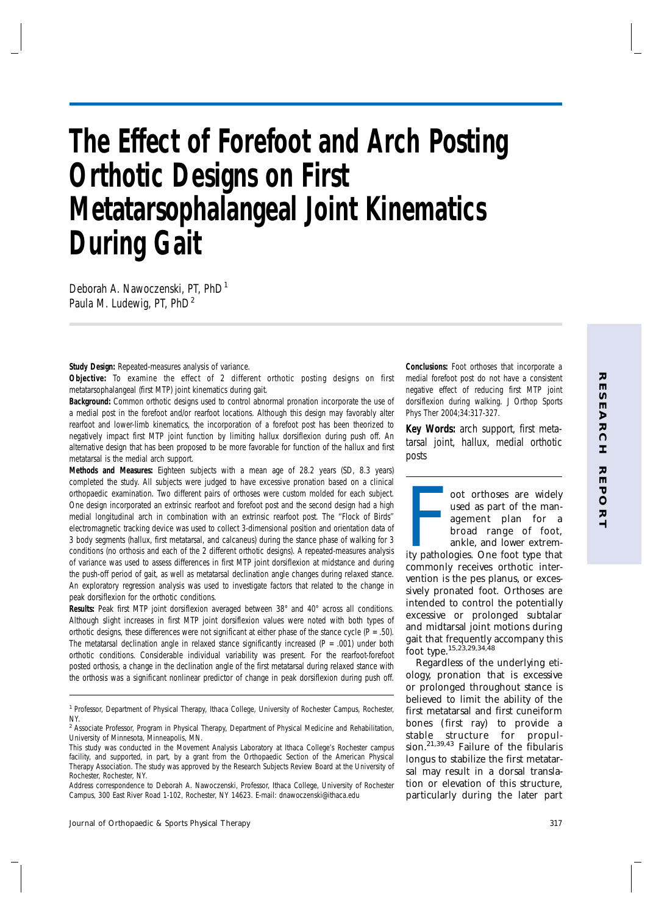# The Effect of Forefoot and Arch Posting Orthotic Designs on First Metatarsophalangeal Joint Kinematics During Gait

Deborah A. Nawoczenski, PT, PhD [1]
Paula M. Ludewig, PT, PhD [2]

**Study Design:** Repeated-measures analysis of variance.

**Objective:** To examine the effect of 2 different orthotic posting designs on first metatarsophalangeal (first MTP) joint kinematics during gait.

**Background:** Common orthotic designs used to control abnormal pronation incorporate the use of a medial post in the forefoot and/or rearfoot locations. Although this design may favorably alter rearfoot and lower-limb kinematics, the incorporation of a forefoot post has been theorized to negatively impact first MTP joint function by limiting hallux dorsiflexion during push off. An alternative design that has been proposed to be more favorable for function of the hallux and first metatarsal is the medial arch support.

**Methods and Measures:** Eighteen subjects with a mean age of 28.2 years (SD, 8.3 years) completed the study. All subjects were judged to have excessive pronation based on a clinical orthopaedic examination. Two different pairs of orthoses were custom molded for each subject. One design incorporated an extrinsic rearfoot and forefoot post and the second design had a high medial longitudinal arch in combination with an extrinsic rearfoot post. The "Flock of Birds" electromagnetic tracking device was used to collect 3-dimensional position and orientation data of 3 body segments (hallux, first metatarsal, and calcaneus) during the stance phase of walking for 3 conditions (no orthosis and each of the 2 different orthotic designs). A repeated-measures analysis of variance was used to assess differences in first MTP joint dorsiflexion at midstance and during the push-off period of gait, as well as metatarsal declination angle changes during relaxed stance. An exploratory regression analysis was used to investigate factors that related to the change in peak dorsiflexion for the orthotic conditions.

**Results:** Peak first MTP joint dorsiflexion averaged between 38° and 40° across all conditions. Although slight increases in first MTP joint dorsiflexion values were noted with both types of orthotic designs, these differences were not significant at either phase of the stance cycle ($P = .50$). The metatarsal declination angle in relaxed stance significantly increased ($P = .001$) under both orthotic conditions. Considerable individual variability was present. For the rearfoot-forefoot posted orthosis, a change in the declination angle of the first metatarsal during relaxed stance with the orthosis was a significant nonlinear predictor of change in peak dorsiflexion during push off.

**Conclusions:** Foot orthoses that incorporate a medial forefoot post do not have a consistent negative effect of reducing first MTP joint dorsiflexion during walking. J Orthop Sports Phys Ther 2004;34:317-327.

**Key Words:** arch support, first metatarsal joint, hallux, medial orthotic posts

Foot orthoses are widely used as part of the management plan for a broad range of foot, ankle, and lower extremity pathologies. One foot type that commonly receives orthotic intervention is the pes planus, or excessively pronated foot. Orthoses are intended to control the potentially excessive or prolonged subtalar and midtarsal joint motions during gait that frequently accompany this foot type.[15,23,29,34,48]

Regardless of the underlying etiology, pronation that is excessive or prolonged throughout stance is believed to limit the ability of the first metatarsal and first cuneiform bones (first ray) to provide a stable structure for propulsion.[21,39,43] Failure of the fibularis longus to stabilize the first metatarsal may result in a dorsal translation or elevation of this structure, particularly during the later part

---

[1] Professor, Department of Physical Therapy, Ithaca College, University of Rochester Campus, Rochester, NY.

[2] Associate Professor, Program in Physical Therapy, Department of Physical Medicine and Rehabilitation, University of Minnesota, Minneapolis, MN.

This study was conducted in the Movement Analysis Laboratory at Ithaca College's Rochester campus facility, and supported, in part, by a grant from the Orthopaedic Section of the American Physical Therapy Association. The study was approved by the Research Subjects Review Board at the University of Rochester, Rochester, NY.

Address correspondence to Deborah A. Nawoczenski, Professor, Ithaca College, University of Rochester Campus, 300 East River Road 1-102, Rochester, NY 14623. E-mail: dnawoczenski@ithaca.edu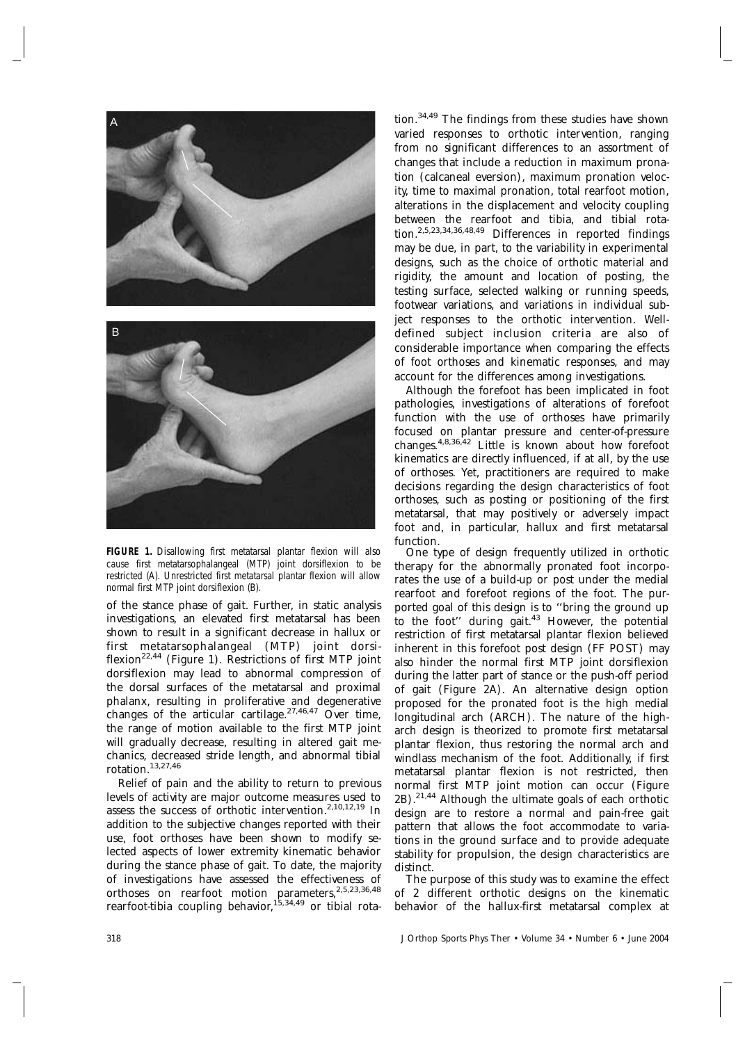**FIGURE 1.** *Disallowing first metatarsal plantar flexion will also cause first metatarsophalangeal (MTP) joint dorsiflexion to be restricted (A). Unrestricted first metatarsal plantar flexion will allow normal first MTP joint dorsiflexion (B).*

of the stance phase of gait. Further, in static analysis investigations, an elevated first metatarsal has been shown to result in a significant decrease in hallux or first metatarsophalangeal (MTP) joint dorsiflexion[22,44] (Figure 1). Restrictions of first MTP joint dorsiflexion may lead to abnormal compression of the dorsal surfaces of the metatarsal and proximal phalanx, resulting in proliferative and degenerative changes of the articular cartilage.[27,46,47] Over time, the range of motion available to the first MTP joint will gradually decrease, resulting in altered gait mechanics, decreased stride length, and abnormal tibial rotation.[13,27,46]

Relief of pain and the ability to return to previous levels of activity are major outcome measures used to assess the success of orthotic intervention.[2,10,12,19] In addition to the subjective changes reported with their use, foot orthoses have been shown to modify selected aspects of lower extremity kinematic behavior during the stance phase of gait. To date, the majority of investigations have assessed the effectiveness of orthoses on rearfoot motion parameters,[2,5,23,36,48] rearfoot-tibia coupling behavior,[15,34,49] or tibial rotation.[34,49] The findings from these studies have shown varied responses to orthotic intervention, ranging from no significant differences to an assortment of changes that include a reduction in maximum pronation (calcaneal eversion), maximum pronation velocity, time to maximal pronation, total rearfoot motion, alterations in the displacement and velocity coupling between the rearfoot and tibia, and tibial rotation.[2,5,23,34,36,48,49] Differences in reported findings may be due, in part, to the variability in experimental designs, such as the choice of orthotic material and rigidity, the amount and location of posting, the testing surface, selected walking or running speeds, footwear variations, and variations in individual subject responses to the orthotic intervention. Well-defined subject inclusion criteria are also of considerable importance when comparing the effects of foot orthoses and kinematic responses, and may account for the differences among investigations.

Although the forefoot has been implicated in foot pathologies, investigations of alterations of forefoot function with the use of orthoses have primarily focused on plantar pressure and center-of-pressure changes.[4,8,36,42] Little is known about how forefoot kinematics are directly influenced, if at all, by the use of orthoses. Yet, practitioners are required to make decisions regarding the design characteristics of foot orthoses, such as posting or positioning of the first metatarsal, that may positively or adversely impact foot and, in particular, hallux and first metatarsal function.

One type of design frequently utilized in orthotic therapy for the abnormally pronated foot incorporates the use of a build-up or post under the medial rearfoot and forefoot regions of the foot. The purported goal of this design is to ''bring the ground up to the foot'' during gait.[43] However, the potential restriction of first metatarsal plantar flexion believed inherent in this forefoot post design (FF POST) may also hinder the normal first MTP joint dorsiflexion during the latter part of stance or the push-off period of gait (Figure 2A). An alternative design option proposed for the pronated foot is the high medial longitudinal arch (ARCH). The nature of the high-arch design is theorized to promote first metatarsal plantar flexion, thus restoring the normal arch and windlass mechanism of the foot. Additionally, if first metatarsal plantar flexion is not restricted, then normal first MTP joint motion can occur (Figure 2B).[21,44] Although the ultimate goals of each orthotic design are to restore a normal and pain-free gait pattern that allows the foot accommodate to variations in the ground surface and to provide adequate stability for propulsion, the design characteristics are distinct.

The purpose of this study was to examine the effect of 2 different orthotic designs on the kinematic behavior of the hallux-first metatarsal complex at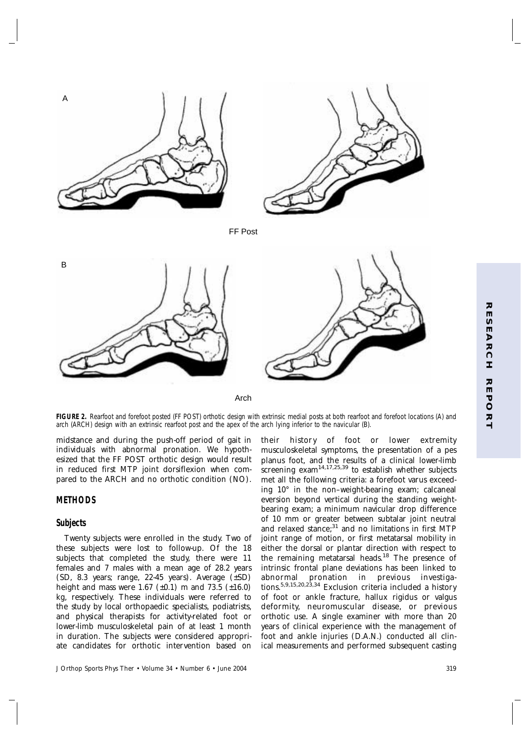A

FF Post

B

Arch

**FIGURE 2.** Rearfoot and forefoot posted (FF POST) orthotic design with extrinsic medial posts at both rearfoot and forefoot locations (A) and arch (ARCH) design with an extrinsic rearfoot post and the apex of the arch lying inferior to the navicular (B).

midstance and during the push-off period of gait in individuals with abnormal pronation. We hypothesized that the FF POST orthotic design would result in reduced first MTP joint dorsiflexion when compared to the ARCH and no orthotic condition (NO).

## METHODS

### Subjects

Twenty subjects were enrolled in the study. Two of these subjects were lost to follow-up. Of the 18 subjects that completed the study, there were 11 females and 7 males with a mean age of 28.2 years (SD, 8.3 years; range, 22-45 years). Average (±SD) height and mass were 1.67 (±0.1) m and 73.5 (±16.0) kg, respectively. These individuals were referred to the study by local orthopaedic specialists, podiatrists, and physical therapists for activity-related foot or lower-limb musculoskeletal pain of at least 1 month in duration. The subjects were considered appropriate candidates for orthotic intervention based on their history of foot or lower extremity musculoskeletal symptoms, the presentation of a pes planus foot, and the results of a clinical lower-limb screening exam[14,17,25,39] to establish whether subjects met all the following criteria: a forefoot varus exceeding 10° in the non–weight-bearing exam; calcaneal eversion beyond vertical during the standing weight-bearing exam; a minimum navicular drop difference of 10 mm or greater between subtalar joint neutral and relaxed stance;[31] and no limitations in first MTP joint range of motion, or first metatarsal mobility in either the dorsal or plantar direction with respect to the remaining metatarsal heads.[18] The presence of intrinsic frontal plane deviations has been linked to abnormal pronation in previous investigations.[5,9,15,20,23,34] Exclusion criteria included a history of foot or ankle fracture, hallux rigidus or valgus deformity, neuromuscular disease, or previous orthotic use. A single examiner with more than 20 years of clinical experience with the management of foot and ankle injuries (D.A.N.) conducted all clinical measurements and performed subsequent casting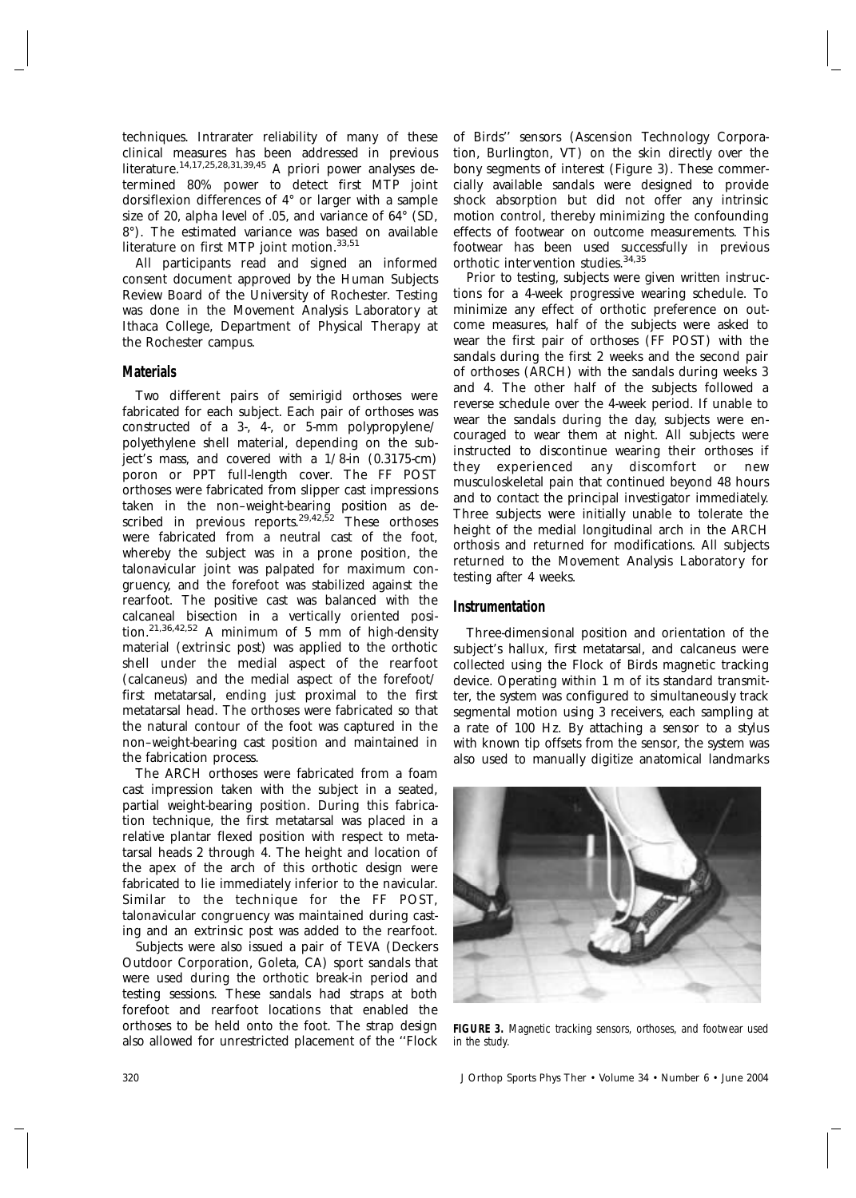techniques. Intrarater reliability of many of these clinical measures has been addressed in previous literature.[14,17,25,28,31,39,45] A priori power analyses determined 80% power to detect first MTP joint dorsiflexion differences of 4° or larger with a sample size of 20, alpha level of .05, and variance of 64° (SD, 8°). The estimated variance was based on available literature on first MTP joint motion.[33,51]

All participants read and signed an informed consent document approved by the Human Subjects Review Board of the University of Rochester. Testing was done in the Movement Analysis Laboratory at Ithaca College, Department of Physical Therapy at the Rochester campus.

## Materials

Two different pairs of semirigid orthoses were fabricated for each subject. Each pair of orthoses was constructed of a 3-, 4-, or 5-mm polypropylene/polyethylene shell material, depending on the subject's mass, and covered with a 1/8-in (0.3175-cm) poron or PPT full-length cover. The FF POST orthoses were fabricated from slipper cast impressions taken in the non–weight-bearing position as described in previous reports.[29,42,52] These orthoses were fabricated from a neutral cast of the foot, whereby the subject was in a prone position, the talonavicular joint was palpated for maximum congruency, and the forefoot was stabilized against the rearfoot. The positive cast was balanced with the calcaneal bisection in a vertically oriented position.[21,36,42,52] A minimum of 5 mm of high-density material (extrinsic post) was applied to the orthotic shell under the medial aspect of the rearfoot (calcaneus) and the medial aspect of the forefoot/first metatarsal, ending just proximal to the first metatarsal head. The orthoses were fabricated so that the natural contour of the foot was captured in the non–weight-bearing cast position and maintained in the fabrication process.

The ARCH orthoses were fabricated from a foam cast impression taken with the subject in a seated, partial weight-bearing position. During this fabrication technique, the first metatarsal was placed in a relative plantar flexed position with respect to metatarsal heads 2 through 4. The height and location of the apex of the arch of this orthotic design were fabricated to lie immediately inferior to the navicular. Similar to the technique for the FF POST, talonavicular congruency was maintained during casting and an extrinsic post was added to the rearfoot.

Subjects were also issued a pair of TEVA (Deckers Outdoor Corporation, Goleta, CA) sport sandals that were used during the orthotic break-in period and testing sessions. These sandals had straps at both forefoot and rearfoot locations that enabled the orthoses to be held onto the foot. The strap design also allowed for unrestricted placement of the ''Flock of Birds'' sensors (Ascension Technology Corporation, Burlington, VT) on the skin directly over the bony segments of interest (Figure 3). These commercially available sandals were designed to provide shock absorption but did not offer any intrinsic motion control, thereby minimizing the confounding effects of footwear on outcome measurements. This footwear has been used successfully in previous orthotic intervention studies.[34,35]

Prior to testing, subjects were given written instructions for a 4-week progressive wearing schedule. To minimize any effect of orthotic preference on outcome measures, half of the subjects were asked to wear the first pair of orthoses (FF POST) with the sandals during the first 2 weeks and the second pair of orthoses (ARCH) with the sandals during weeks 3 and 4. The other half of the subjects followed a reverse schedule over the 4-week period. If unable to wear the sandals during the day, subjects were encouraged to wear them at night. All subjects were instructed to discontinue wearing their orthoses if they experienced any discomfort or new musculoskeletal pain that continued beyond 48 hours and to contact the principal investigator immediately. Three subjects were initially unable to tolerate the height of the medial longitudinal arch in the ARCH orthosis and returned for modifications. All subjects returned to the Movement Analysis Laboratory for testing after 4 weeks.

## Instrumentation

Three-dimensional position and orientation of the subject's hallux, first metatarsal, and calcaneus were collected using the Flock of Birds magnetic tracking device. Operating within 1 m of its standard transmitter, the system was configured to simultaneously track segmental motion using 3 receivers, each sampling at a rate of 100 Hz. By attaching a sensor to a stylus with known tip offsets from the sensor, the system was also used to manually digitize anatomical landmarks

**FIGURE 3.** Magnetic tracking sensors, orthoses, and footwear used in the study.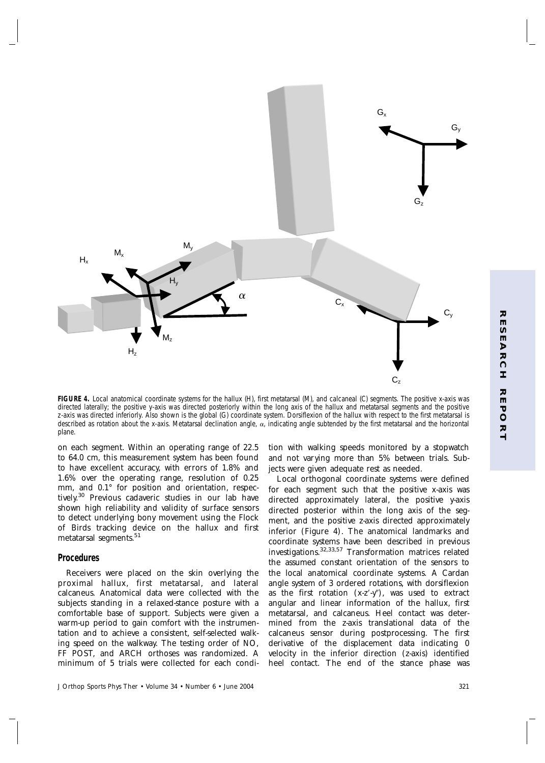FIGURE 4. Local anatomical coordinate systems for the hallux (H), first metatarsal (M), and calcaneal (C) segments. The positive x-axis was directed laterally; the positive y-axis was directed posteriorly within the long axis of the hallux and metatarsal segments and the positive z-axis was directed inferiorly. Also shown is the global (G) coordinate system. Dorsiflexion of the hallux with respect to the first metatarsal is described as rotation about the x-axis. Metatarsal declination angle, $\alpha$, indicating angle subtended by the first metatarsal and the horizontal plane.

on each segment. Within an operating range of 22.5 to 64.0 cm, this measurement system has been found to have excellent accuracy, with errors of 1.8% and 1.6% over the operating range, resolution of 0.25 mm, and 0.1° for position and orientation, respectively.[30] Previous cadaveric studies in our lab have shown high reliability and validity of surface sensors to detect underlying bony movement using the Flock of Birds tracking device on the hallux and first metatarsal segments.[51]

## Procedures

Receivers were placed on the skin overlying the proximal hallux, first metatarsal, and lateral calcaneus. Anatomical data were collected with the subjects standing in a relaxed-stance posture with a comfortable base of support. Subjects were given a warm-up period to gain comfort with the instrumentation and to achieve a consistent, self-selected walking speed on the walkway. The testing order of NO, FF POST, and ARCH orthoses was randomized. A minimum of 5 trials were collected for each condition with walking speeds monitored by a stopwatch and not varying more than 5% between trials. Subjects were given adequate rest as needed.

Local orthogonal coordinate systems were defined for each segment such that the positive x-axis was directed approximately lateral, the positive y-axis directed posterior within the long axis of the segment, and the positive z-axis directed approximately inferior (Figure 4). The anatomical landmarks and coordinate systems have been described in previous investigations.[32,33,57] Transformation matrices related the assumed constant orientation of the sensors to the local anatomical coordinate systems. A Cardan angle system of 3 ordered rotations, with dorsiflexion as the first rotation ($x$-$z'$-$y''$), was used to extract angular and linear information of the hallux, first metatarsal, and calcaneus. Heel contact was determined from the z-axis translational data of the calcaneus sensor during postprocessing. The first derivative of the displacement data indicating 0 velocity in the inferior direction (z-axis) identified heel contact. The end of the stance phase was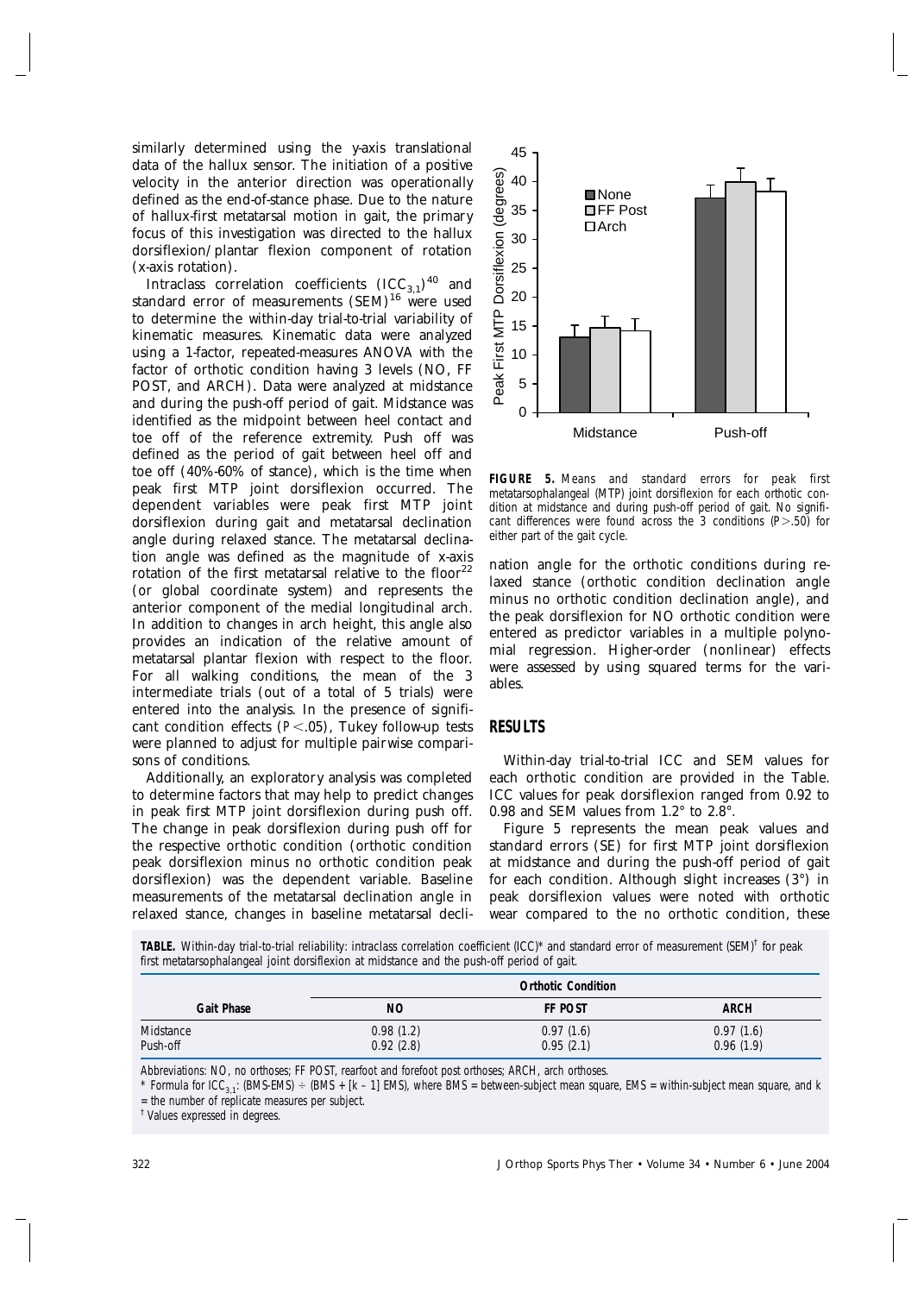similarly determined using the y-axis translational data of the hallux sensor. The initiation of a positive velocity in the anterior direction was operationally defined as the end-of-stance phase. Due to the nature of hallux-first metatarsal motion in gait, the primary focus of this investigation was directed to the hallux dorsiflexion/plantar flexion component of rotation (x-axis rotation).

Intraclass correlation coefficients ($ICC_{3,1}$)[40] and standard error of measurements (SEM)[16] were used to determine the within-day trial-to-trial variability of kinematic measures. Kinematic data were analyzed using a 1-factor, repeated-measures ANOVA with the factor of orthotic condition having 3 levels (NO, FF POST, and ARCH). Data were analyzed at midstance and during the push-off period of gait. Midstance was identified as the midpoint between heel contact and toe off of the reference extremity. Push off was defined as the period of gait between heel off and toe off (40%-60% of stance), which is the time when peak first MTP joint dorsiflexion occurred. The dependent variables were peak first MTP joint dorsiflexion during gait and metatarsal declination angle during relaxed stance. The metatarsal declination angle was defined as the magnitude of x-axis rotation of the first metatarsal relative to the floor[22] (or global coordinate system) and represents the anterior component of the medial longitudinal arch. In addition to changes in arch height, this angle also provides an indication of the relative amount of metatarsal plantar flexion with respect to the floor. For all walking conditions, the mean of the 3 intermediate trials (out of a total of 5 trials) were entered into the analysis. In the presence of significant condition effects ($P < .05$), Tukey follow-up tests were planned to adjust for multiple pairwise comparisons of conditions.

Additionally, an exploratory analysis was completed to determine factors that may help to predict changes in peak first MTP joint dorsiflexion during push off. The change in peak dorsiflexion during push off for the respective orthotic condition (orthotic condition peak dorsiflexion minus no orthotic condition peak dorsiflexion) was the dependent variable. Baseline measurements of the metatarsal declination angle in relaxed stance, changes in baseline metatarsal declination angle for the orthotic conditions during relaxed stance (orthotic condition declination angle minus no orthotic condition declination angle), and the peak dorsiflexion for NO orthotic condition were entered as predictor variables in a multiple polynomial regression. Higher-order (nonlinear) effects were assessed by using squared terms for the variables.

**FIGURE 5.** Means and standard errors for peak first metatarsophalangeal (MTP) joint dorsiflexion for each orthotic condition at midstance and during push-off period of gait. No significant differences were found across the 3 conditions ($P > .50$) for either part of the gait cycle.

## RESULTS

Within-day trial-to-trial ICC and SEM values for each orthotic condition are provided in the Table. ICC values for peak dorsiflexion ranged from 0.92 to 0.98 and SEM values from 1.2° to 2.8°.

Figure 5 represents the mean peak values and standard errors (SE) for first MTP joint dorsiflexion at midstance and during the push-off period of gait for each condition. Although slight increases (3°) in peak dorsiflexion values were noted with orthotic wear compared to the no orthotic condition, these

**TABLE.** Within-day trial-to-trial reliability: intraclass correlation coefficient (ICC)* and standard error of measurement (SEM)† for peak first metatarsophalangeal joint dorsiflexion at midstance and the push-off period of gait.

| | Orthotic Condition | | |
|---|---|---|---|
| **Gait Phase** | **NO** | **FF POST** | **ARCH** |
| Midstance | 0.98 (1.2) | 0.97 (1.6) | 0.97 (1.6) |
| Push-off | 0.92 (2.8) | 0.95 (2.1) | 0.96 (1.9) |

Abbreviations: NO, no orthoses; FF POST, rearfoot and forefoot post orthoses; ARCH, arch orthoses.

\* Formula for $ICC_{3,1}$: (BMS-EMS) ÷ (BMS + [k – 1] EMS), where BMS = between-subject mean square, EMS = within-subject mean square, and k = the number of replicate measures per subject.

† Values expressed in degrees.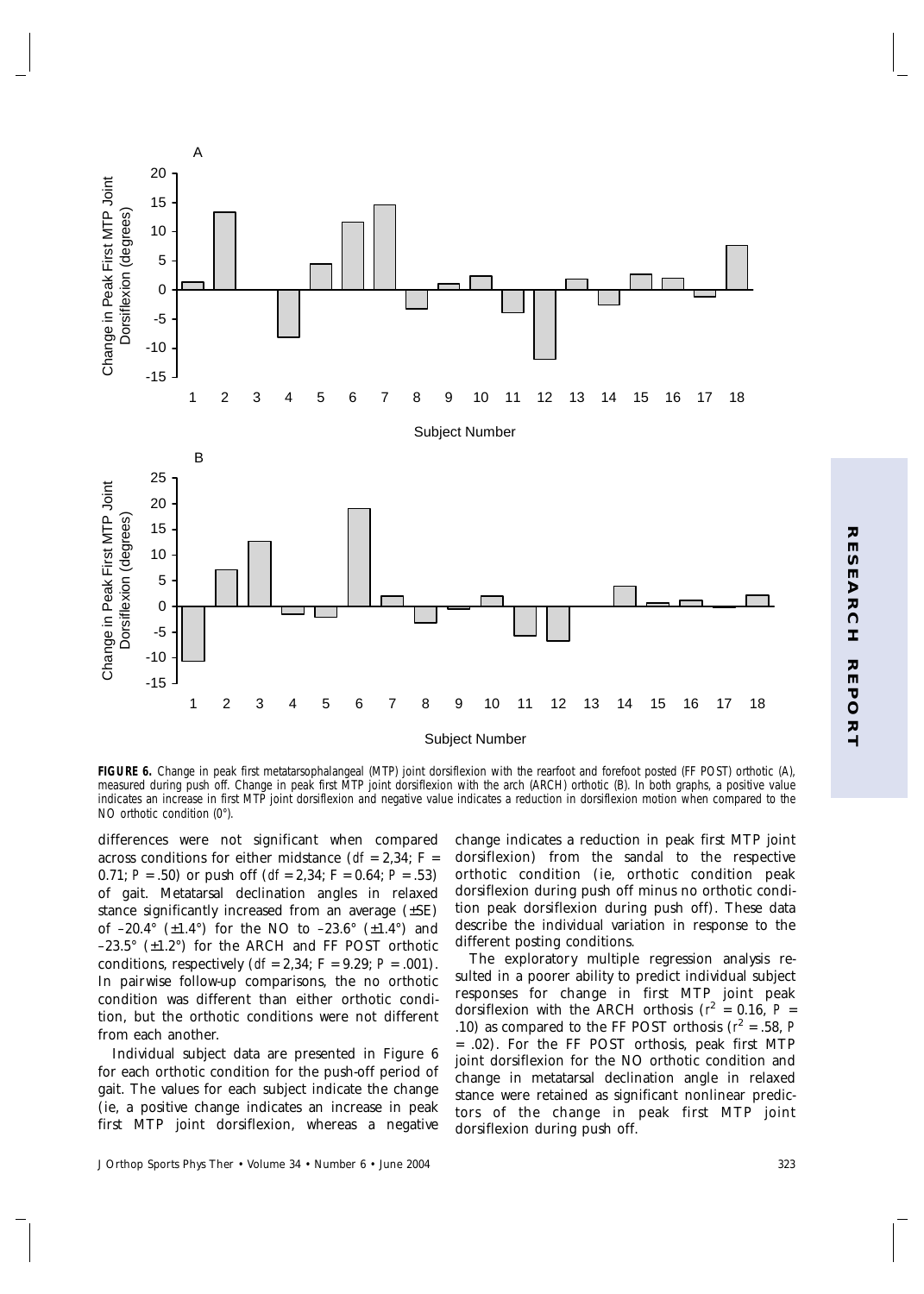**FIGURE 6.** *Change in peak first metatarsophalangeal (MTP) joint dorsiflexion with the rearfoot and forefoot posted (FF POST) orthotic (A), measured during push off. Change in peak first MTP joint dorsiflexion with the arch (ARCH) orthotic (B). In both graphs, a positive value indicates an increase in first MTP joint dorsiflexion and negative value indicates a reduction in dorsiflexion motion when compared to the NO orthotic condition (0°).*

differences were not significant when compared across conditions for either midstance (*df* = 2,34; *F* = 0.71; *P* = .50) or push off (*df* = 2,34; *F* = 0.64; *P* = .53) of gait. Metatarsal declination angles in relaxed stance significantly increased from an average (±SE) of –20.4° (±1.4°) for the NO to –23.6° (±1.4°) and –23.5° (±1.2°) for the ARCH and FF POST orthotic conditions, respectively (*df* = 2,34; *F* = 9.29; *P* = .001). In pairwise follow-up comparisons, the no orthotic condition was different than either orthotic condition, but the orthotic conditions were not different from each another.

Individual subject data are presented in Figure 6 for each orthotic condition for the push-off period of gait. The values for each subject indicate the change (ie, a positive change indicates an increase in peak first MTP joint dorsiflexion, whereas a negative change indicates a reduction in peak first MTP joint dorsiflexion) from the sandal to the respective orthotic condition (ie, orthotic condition peak dorsiflexion during push off minus no orthotic condition peak dorsiflexion during push off). These data describe the individual variation in response to the different posting conditions.

The exploratory multiple regression analysis resulted in a poorer ability to predict individual subject responses for change in first MTP joint peak dorsiflexion with the ARCH orthosis ($r^2$ = 0.16, *P* = .10) as compared to the FF POST orthosis ($r^2$ = .58, *P* = .02). For the FF POST orthosis, peak first MTP joint dorsiflexion for the NO orthotic condition and change in metatarsal declination angle in relaxed stance were retained as significant nonlinear predictors of the change in peak first MTP joint dorsiflexion during push off.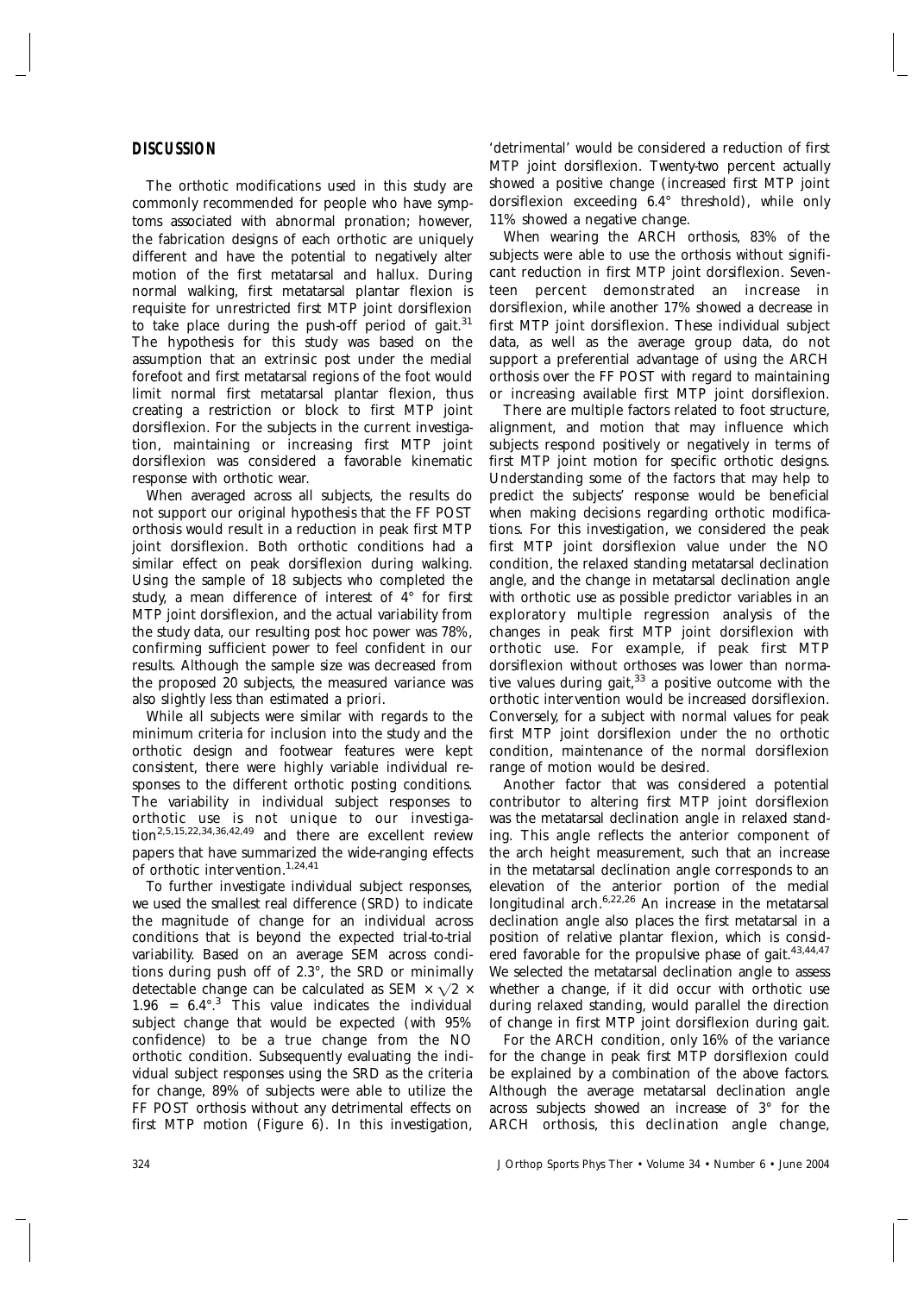## DISCUSSION

The orthotic modifications used in this study are commonly recommended for people who have symptoms associated with abnormal pronation; however, the fabrication designs of each orthotic are uniquely different and have the potential to negatively alter motion of the first metatarsal and hallux. During normal walking, first metatarsal plantar flexion is requisite for unrestricted first MTP joint dorsiflexion to take place during the push-off period of gait.[31] The hypothesis for this study was based on the assumption that an extrinsic post under the medial forefoot and first metatarsal regions of the foot would limit normal first metatarsal plantar flexion, thus creating a restriction or block to first MTP joint dorsiflexion. For the subjects in the current investigation, maintaining or increasing first MTP joint dorsiflexion was considered a favorable kinematic response with orthotic wear.

When averaged across all subjects, the results do not support our original hypothesis that the FF POST orthosis would result in a reduction in peak first MTP joint dorsiflexion. Both orthotic conditions had a similar effect on peak dorsiflexion during walking. Using the sample of 18 subjects who completed the study, a mean difference of interest of 4° for first MTP joint dorsiflexion, and the actual variability from the study data, our resulting post hoc power was 78%, confirming sufficient power to feel confident in our results. Although the sample size was decreased from the proposed 20 subjects, the measured variance was also slightly less than estimated a priori.

While all subjects were similar with regards to the minimum criteria for inclusion into the study and the orthotic design and footwear features were kept consistent, there were highly variable individual responses to the different orthotic posting conditions. The variability in individual subject responses to orthotic use is not unique to our investigation[2,5,15,22,34,36,42,49] and there are excellent review papers that have summarized the wide-ranging effects of orthotic intervention.[1,24,41]

To further investigate individual subject responses, we used the smallest real difference (SRD) to indicate the magnitude of change for an individual across conditions that is beyond the expected trial-to-trial variability. Based on an average SEM across conditions during push off of 2.3°, the SRD or minimally detectable change can be calculated as SEM $\times \sqrt{2} \times 1.96 = 6.4°$.[3] This value indicates the individual subject change that would be expected (with 95% confidence) to be a true change from the NO orthotic condition. Subsequently evaluating the individual subject responses using the SRD as the criteria for change, 89% of subjects were able to utilize the FF POST orthosis without any detrimental effects on first MTP motion (Figure 6). In this investigation, 'detrimental' would be considered a reduction of first MTP joint dorsiflexion. Twenty-two percent actually showed a positive change (increased first MTP joint dorsiflexion exceeding 6.4° threshold), while only 11% showed a negative change.

When wearing the ARCH orthosis, 83% of the subjects were able to use the orthosis without significant reduction in first MTP joint dorsiflexion. Seventeen percent demonstrated an increase in dorsiflexion, while another 17% showed a decrease in first MTP joint dorsiflexion. These individual subject data, as well as the average group data, do not support a preferential advantage of using the ARCH orthosis over the FF POST with regard to maintaining or increasing available first MTP joint dorsiflexion.

There are multiple factors related to foot structure, alignment, and motion that may influence which subjects respond positively or negatively in terms of first MTP joint motion for specific orthotic designs. Understanding some of the factors that may help to predict the subjects' response would be beneficial when making decisions regarding orthotic modifications. For this investigation, we considered the peak first MTP joint dorsiflexion value under the NO condition, the relaxed standing metatarsal declination angle, and the change in metatarsal declination angle with orthotic use as possible predictor variables in an exploratory multiple regression analysis of the changes in peak first MTP joint dorsiflexion with orthotic use. For example, if peak first MTP dorsiflexion without orthoses was lower than normative values during gait,[33] a positive outcome with the orthotic intervention would be increased dorsiflexion. Conversely, for a subject with normal values for peak first MTP joint dorsiflexion under the no orthotic condition, maintenance of the normal dorsiflexion range of motion would be desired.

Another factor that was considered a potential contributor to altering first MTP joint dorsiflexion was the metatarsal declination angle in relaxed standing. This angle reflects the anterior component of the arch height measurement, such that an increase in the metatarsal declination angle corresponds to an elevation of the anterior portion of the medial longitudinal arch.[6,22,26] An increase in the metatarsal declination angle also places the first metatarsal in a position of relative plantar flexion, which is considered favorable for the propulsive phase of gait.[43,44,47] We selected the metatarsal declination angle to assess whether a change, if it did occur with orthotic use during relaxed standing, would parallel the direction of change in first MTP joint dorsiflexion during gait.

For the ARCH condition, only 16% of the variance for the change in peak first MTP dorsiflexion could be explained by a combination of the above factors. Although the average metatarsal declination angle across subjects showed an increase of 3° for the ARCH orthosis, this declination angle change,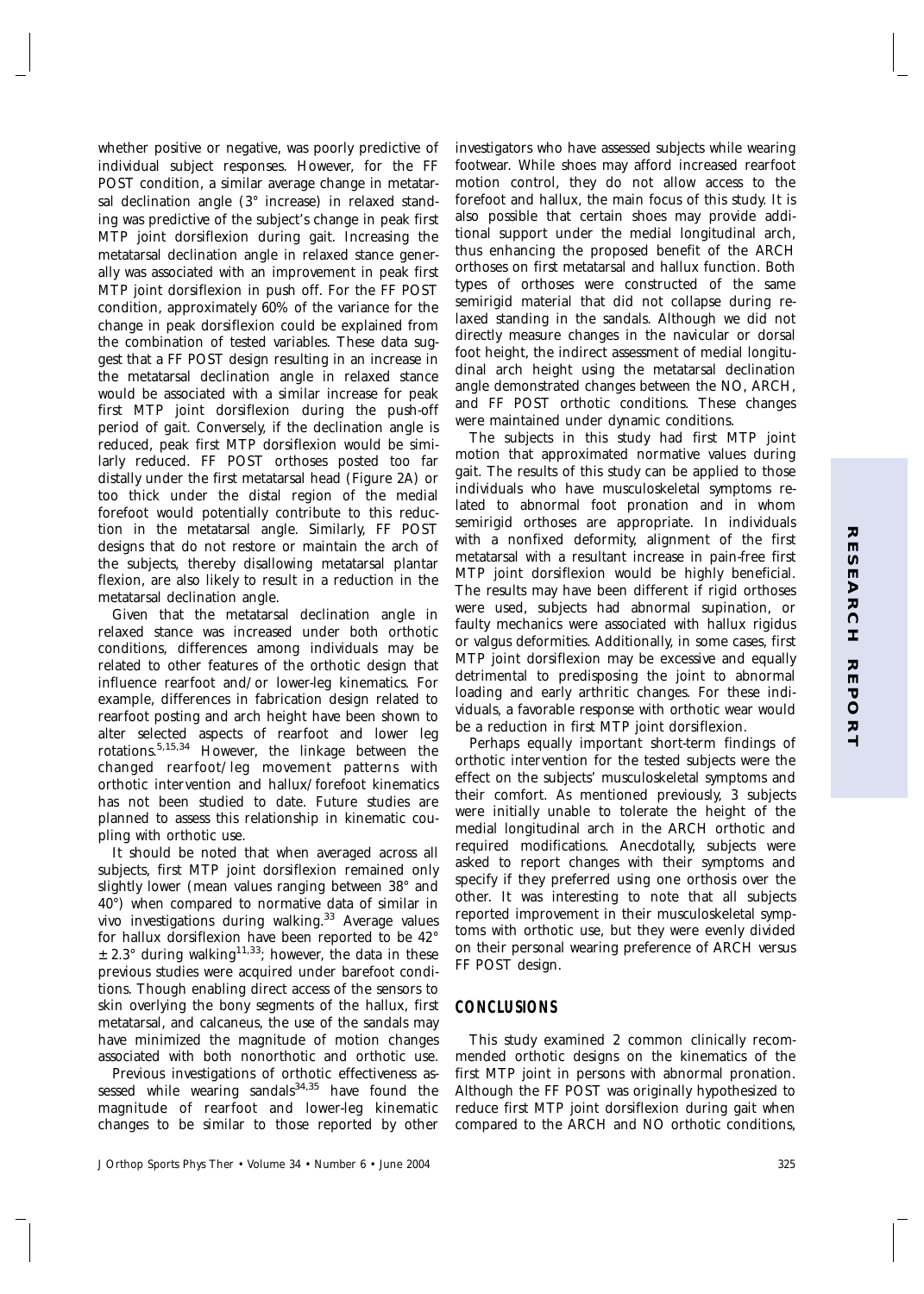whether positive or negative, was poorly predictive of individual subject responses. However, for the FF POST condition, a similar average change in metatarsal declination angle (3° increase) in relaxed standing was predictive of the subject's change in peak first MTP joint dorsiflexion during gait. Increasing the metatarsal declination angle in relaxed stance generally was associated with an improvement in peak first MTP joint dorsiflexion in push off. For the FF POST condition, approximately 60% of the variance for the change in peak dorsiflexion could be explained from the combination of tested variables. These data suggest that a FF POST design resulting in an increase in the metatarsal declination angle in relaxed stance would be associated with a similar increase for peak first MTP joint dorsiflexion during the push-off period of gait. Conversely, if the declination angle is reduced, peak first MTP dorsiflexion would be similarly reduced. FF POST orthoses posted too far distally under the first metatarsal head (Figure 2A) or too thick under the distal region of the medial forefoot would potentially contribute to this reduction in the metatarsal angle. Similarly, FF POST designs that do not restore or maintain the arch of the subjects, thereby disallowing metatarsal plantar flexion, are also likely to result in a reduction in the metatarsal declination angle.

Given that the metatarsal declination angle in relaxed stance was increased under both orthotic conditions, differences among individuals may be related to other features of the orthotic design that influence rearfoot and/or lower-leg kinematics. For example, differences in fabrication design related to rearfoot posting and arch height have been shown to alter selected aspects of rearfoot and lower leg rotations.[5,15,34] However, the linkage between the changed rearfoot/leg movement patterns with orthotic intervention and hallux/forefoot kinematics has not been studied to date. Future studies are planned to assess this relationship in kinematic coupling with orthotic use.

It should be noted that when averaged across all subjects, first MTP joint dorsiflexion remained only slightly lower (mean values ranging between 38° and 40°) when compared to normative data of similar in vivo investigations during walking.[33] Average values for hallux dorsiflexion have been reported to be 42° ± 2.3° during walking[11,33]; however, the data in these previous studies were acquired under barefoot conditions. Though enabling direct access of the sensors to skin overlying the bony segments of the hallux, first metatarsal, and calcaneus, the use of the sandals may have minimized the magnitude of motion changes associated with both nonorthotic and orthotic use.

Previous investigations of orthotic effectiveness assessed while wearing sandals[34,35] have found the magnitude of rearfoot and lower-leg kinematic changes to be similar to those reported by other investigators who have assessed subjects while wearing footwear. While shoes may afford increased rearfoot motion control, they do not allow access to the forefoot and hallux, the main focus of this study. It is also possible that certain shoes may provide additional support under the medial longitudinal arch, thus enhancing the proposed benefit of the ARCH orthoses on first metatarsal and hallux function. Both types of orthoses were constructed of the same semirigid material that did not collapse during relaxed standing in the sandals. Although we did not directly measure changes in the navicular or dorsal foot height, the indirect assessment of medial longitudinal arch height using the metatarsal declination angle demonstrated changes between the NO, ARCH, and FF POST orthotic conditions. These changes were maintained under dynamic conditions.

The subjects in this study had first MTP joint motion that approximated normative values during gait. The results of this study can be applied to those individuals who have musculoskeletal symptoms related to abnormal foot pronation and in whom semirigid orthoses are appropriate. In individuals with a nonfixed deformity, alignment of the first metatarsal with a resultant increase in pain-free first MTP joint dorsiflexion would be highly beneficial. The results may have been different if rigid orthoses were used, subjects had abnormal supination, or faulty mechanics were associated with hallux rigidus or valgus deformities. Additionally, in some cases, first MTP joint dorsiflexion may be excessive and equally detrimental to predisposing the joint to abnormal loading and early arthritic changes. For these individuals, a favorable response with orthotic wear would be a reduction in first MTP joint dorsiflexion.

Perhaps equally important short-term findings of orthotic intervention for the tested subjects were the effect on the subjects' musculoskeletal symptoms and their comfort. As mentioned previously, 3 subjects were initially unable to tolerate the height of the medial longitudinal arch in the ARCH orthotic and required modifications. Anecdotally, subjects were asked to report changes with their symptoms and specify if they preferred using one orthosis over the other. It was interesting to note that all subjects reported improvement in their musculoskeletal symptoms with orthotic use, but they were evenly divided on their personal wearing preference of ARCH versus FF POST design.

## CONCLUSIONS

This study examined 2 common clinically recommended orthotic designs on the kinematics of the first MTP joint in persons with abnormal pronation. Although the FF POST was originally hypothesized to reduce first MTP joint dorsiflexion during gait when compared to the ARCH and NO orthotic conditions,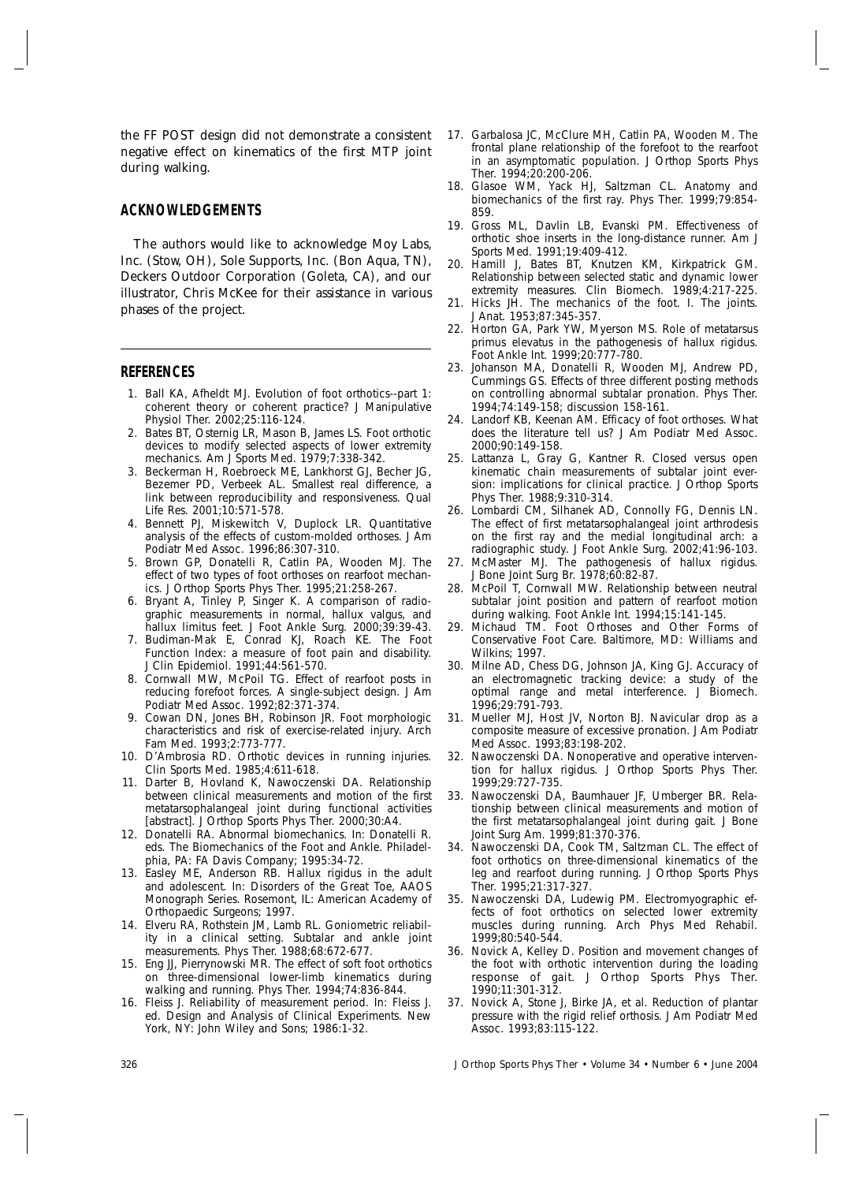the FF POST design did not demonstrate a consistent negative effect on kinematics of the first MTP joint during walking.

## ACKNOWLEDGEMENTS

The authors would like to acknowledge Moy Labs, Inc. (Stow, OH), Sole Supports, Inc. (Bon Aqua, TN), Deckers Outdoor Corporation (Goleta, CA), and our illustrator, Chris McKee for their assistance in various phases of the project.

## REFERENCES

1. Ball KA, Afheldt MJ. Evolution of foot orthotics--part 1: coherent theory or coherent practice? J Manipulative Physiol Ther. 2002;25:116-124.
2. Bates BT, Osternig LR, Mason B, James LS. Foot orthotic devices to modify selected aspects of lower extremity mechanics. Am J Sports Med. 1979;7:338-342.
3. Beckerman H, Roebroeck ME, Lankhorst GJ, Becher JG, Bezemer PD, Verbeek AL. Smallest real difference, a link between reproducibility and responsiveness. Qual Life Res. 2001;10:571-578.
4. Bennett PJ, Miskewitch V, Duplock LR. Quantitative analysis of the effects of custom-molded orthoses. J Am Podiatr Med Assoc. 1996;86:307-310.
5. Brown GP, Donatelli R, Catlin PA, Wooden MJ. The effect of two types of foot orthoses on rearfoot mechanics. J Orthop Sports Phys Ther. 1995;21:258-267.
6. Bryant A, Tinley P, Singer K. A comparison of radiographic measurements in normal, hallux valgus, and hallux limitus feet. J Foot Ankle Surg. 2000;39:39-43.
7. Budiman-Mak E, Conrad KJ, Roach KE. The Foot Function Index: a measure of foot pain and disability. J Clin Epidemiol. 1991;44:561-570.
8. Cornwall MW, McPoil TG. Effect of rearfoot posts in reducing forefoot forces. A single-subject design. J Am Podiatr Med Assoc. 1992;82:371-374.
9. Cowan DN, Jones BH, Robinson JR. Foot morphologic characteristics and risk of exercise-related injury. Arch Fam Med. 1993;2:773-777.
10. D'Ambrosia RD. Orthotic devices in running injuries. Clin Sports Med. 1985;4:611-618.
11. Darter B, Hovland K, Nawoczenski DA. Relationship between clinical measurements and motion of the first metatarsophalangeal joint during functional activities [abstract]. J Orthop Sports Phys Ther. 2000;30:A4.
12. Donatelli RA. Abnormal biomechanics. In: Donatelli R. eds. The Biomechanics of the Foot and Ankle. Philadelphia, PA: FA Davis Company; 1995:34-72.
13. Easley ME, Anderson RB. Hallux rigidus in the adult and adolescent. In: Disorders of the Great Toe, AAOS Monograph Series. Rosemont, IL: American Academy of Orthopaedic Surgeons; 1997.
14. Elveru RA, Rothstein JM, Lamb RL. Goniometric reliability in a clinical setting. Subtalar and ankle joint measurements. Phys Ther. 1988;68:672-677.
15. Eng JJ, Pierrynowski MR. The effect of soft foot orthotics on three-dimensional lower-limb kinematics during walking and running. Phys Ther. 1994;74:836-844.
16. Fleiss J. Reliability of measurement period. In: Fleiss J. ed. Design and Analysis of Clinical Experiments. New York, NY: John Wiley and Sons; 1986:1-32.
17. Garbalosa JC, McClure MH, Catlin PA, Wooden M. The frontal plane relationship of the forefoot to the rearfoot in an asymptomatic population. J Orthop Sports Phys Ther. 1994;20:200-206.
18. Glasoe WM, Yack HJ, Saltzman CL. Anatomy and biomechanics of the first ray. Phys Ther. 1999;79:854-859.
19. Gross ML, Davlin LB, Evanski PM. Effectiveness of orthotic shoe inserts in the long-distance runner. Am J Sports Med. 1991;19:409-412.
20. Hamill J, Bates BT, Knutzen KM, Kirkpatrick GM. Relationship between selected static and dynamic lower extremity measures. Clin Biomech. 1989;4:217-225.
21. Hicks JH. The mechanics of the foot. I. The joints. J Anat. 1953;87:345-357.
22. Horton GA, Park YW, Myerson MS. Role of metatarsus primus elevatus in the pathogenesis of hallux rigidus. Foot Ankle Int. 1999;20:777-780.
23. Johanson MA, Donatelli R, Wooden MJ, Andrew PD, Cummings GS. Effects of three different posting methods on controlling abnormal subtalar pronation. Phys Ther. 1994;74:149-158; discussion 158-161.
24. Landorf KB, Keenan AM. Efficacy of foot orthoses. What does the literature tell us? J Am Podiatr Med Assoc. 2000;90:149-158.
25. Lattanza L, Gray G, Kantner R. Closed versus open kinematic chain measurements of subtalar joint eversion: implications for clinical practice. J Orthop Sports Phys Ther. 1988;9:310-314.
26. Lombardi CM, Silhanek AD, Connolly FG, Dennis LN. The effect of first metatarsophalangeal joint arthrodesis on the first ray and the medial longitudinal arch: a radiographic study. J Foot Ankle Surg. 2002;41:96-103.
27. McMaster MJ. The pathogenesis of hallux rigidus. J Bone Joint Surg Br. 1978;60:82-87.
28. McPoil T, Cornwall MW. Relationship between neutral subtalar joint position and pattern of rearfoot motion during walking. Foot Ankle Int. 1994;15:141-145.
29. Michaud TM. Foot Orthoses and Other Forms of Conservative Foot Care. Baltimore, MD: Williams and Wilkins; 1997.
30. Milne AD, Chess DG, Johnson JA, King GJ. Accuracy of an electromagnetic tracking device: a study of the optimal range and metal interference. J Biomech. 1996;29:791-793.
31. Mueller MJ, Host JV, Norton BJ. Navicular drop as a composite measure of excessive pronation. J Am Podiatr Med Assoc. 1993;83:198-202.
32. Nawoczenski DA. Nonoperative and operative intervention for hallux rigidus. J Orthop Sports Phys Ther. 1999;29:727-735.
33. Nawoczenski DA, Baumhauer JF, Umberger BR. Relationship between clinical measurements and motion of the first metatarsophalangeal joint during gait. J Bone Joint Surg Am. 1999;81:370-376.
34. Nawoczenski DA, Cook TM, Saltzman CL. The effect of foot orthotics on three-dimensional kinematics of the leg and rearfoot during running. J Orthop Sports Phys Ther. 1995;21:317-327.
35. Nawoczenski DA, Ludewig PM. Electromyographic effects of foot orthotics on selected lower extremity muscles during running. Arch Phys Med Rehabil. 1999;80:540-544.
36. Novick A, Kelley D. Position and movement changes of the foot with orthotic intervention during the loading response of gait. J Orthop Sports Phys Ther. 1990;11:301-312.
37. Novick A, Stone J, Birke JA, et al. Reduction of plantar pressure with the rigid relief orthosis. J Am Podiatr Med Assoc. 1993;83:115-122.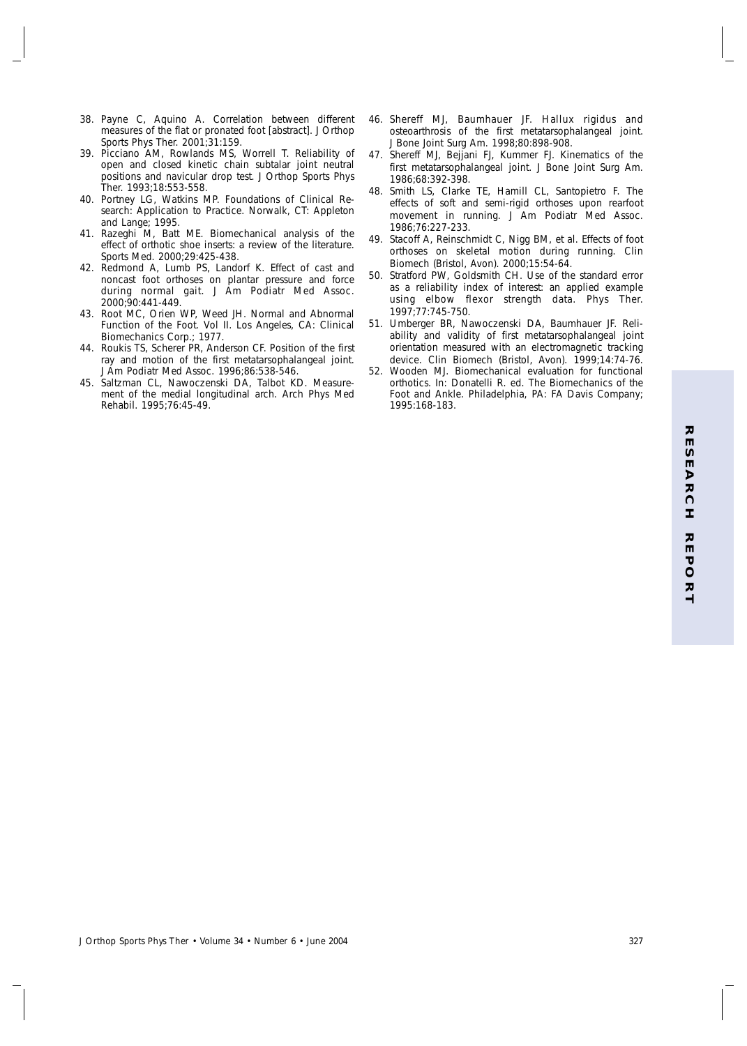38. Payne C, Aquino A. Correlation between different measures of the flat or pronated foot [abstract]. J Orthop Sports Phys Ther. 2001;31:159.
39. Picciano AM, Rowlands MS, Worrell T. Reliability of open and closed kinetic chain subtalar joint neutral positions and navicular drop test. J Orthop Sports Phys Ther. 1993;18:553-558.
40. Portney LG, Watkins MP. Foundations of Clinical Research: Application to Practice. Norwalk, CT: Appleton and Lange; 1995.
41. Razeghi M, Batt ME. Biomechanical analysis of the effect of orthotic shoe inserts: a review of the literature. Sports Med. 2000;29:425-438.
42. Redmond A, Lumb PS, Landorf K. Effect of cast and noncast foot orthoses on plantar pressure and force during normal gait. J Am Podiatr Med Assoc. 2000;90:441-449.
43. Root MC, Orien WP, Weed JH. Normal and Abnormal Function of the Foot. Vol II. Los Angeles, CA: Clinical Biomechanics Corp.; 1977.
44. Roukis TS, Scherer PR, Anderson CF. Position of the first ray and motion of the first metatarsophalangeal joint. J Am Podiatr Med Assoc. 1996;86:538-546.
45. Saltzman CL, Nawoczenski DA, Talbot KD. Measurement of the medial longitudinal arch. Arch Phys Med Rehabil. 1995;76:45-49.
46. Shereff MJ, Baumhauer JF. Hallux rigidus and osteoarthrosis of the first metatarsophalangeal joint. J Bone Joint Surg Am. 1998;80:898-908.
47. Shereff MJ, Bejjani FJ, Kummer FJ. Kinematics of the first metatarsophalangeal joint. J Bone Joint Surg Am. 1986;68:392-398.
48. Smith LS, Clarke TE, Hamill CL, Santopietro F. The effects of soft and semi-rigid orthoses upon rearfoot movement in running. J Am Podiatr Med Assoc. 1986;76:227-233.
49. Stacoff A, Reinschmidt C, Nigg BM, et al. Effects of foot orthoses on skeletal motion during running. Clin Biomech (Bristol, Avon). 2000;15:54-64.
50. Stratford PW, Goldsmith CH. Use of the standard error as a reliability index of interest: an applied example using elbow flexor strength data. Phys Ther. 1997;77:745-750.
51. Umberger BR, Nawoczenski DA, Baumhauer JF. Reliability and validity of first metatarsophalangeal joint orientation measured with an electromagnetic tracking device. Clin Biomech (Bristol, Avon). 1999;14:74-76.
52. Wooden MJ. Biomechanical evaluation for functional orthotics. In: Donatelli R. ed. The Biomechanics of the Foot and Ankle. Philadelphia, PA: FA Davis Company; 1995:168-183.